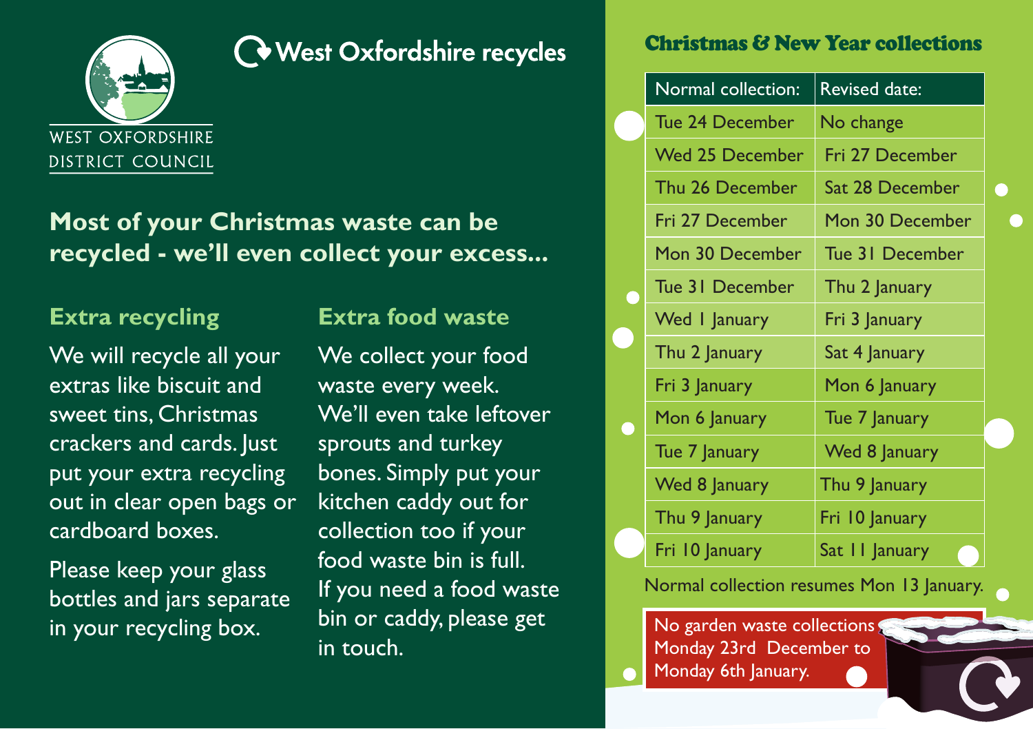WEST OXFORDSHIRE DISTRICT COUNCIL

# West Oxfordshire recycles

## Most of your Christmas waste can be recycled - we'll even collect your excess...

### Extra recycling

We will recycle all your extras like biscuit and sweet tins, Christmas crackers and cards. Just put your extra recycling out in clear open bags or cardboard boxes.

Please keep your glass bottles and jars separate in your recycling box.

### Extra food waste

We collect your food waste every week. We'll even take leftover sprouts and turkey bones. Simply put your kitchen caddy out for collection too if your food waste bin is full. If you need a food waste bin or caddy, please get in touch.

## Christmas & New Year collections

| Normal collection: | Revised date: |
| --- | --- |
| Tue 24 December | No change |
| Wed 25 December | Fri 27 December |
| Thu 26 December | Sat 28 December |
| Fri 27 December | Mon 30 December |
| Mon 30 December | Tue 31 December |
| Tue 31 December | Thu 2 January |
| Wed 1 January | Fri 3 January |
| Thu 2 January | Sat 4 January |
| Fri 3 January | Mon 6 January |
| Mon 6 January | Tue 7 January |
| Tue 7 January | Wed 8 January |
| Wed 8 January | Thu 9 January |
| Thu 9 January | Fri 10 January |
| Fri 10 January | Sat 11 January |

Normal collection resumes Mon 13 January.

No garden waste collections Monday 23rd December to Monday 6th January.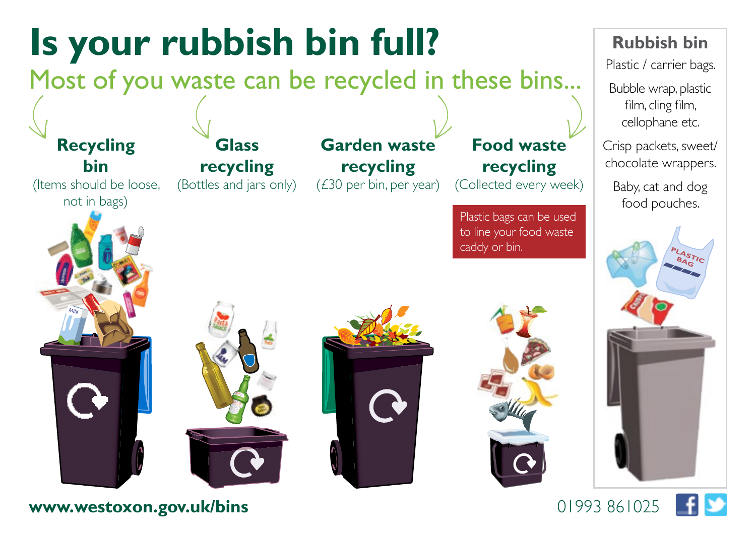# Is your rubbish bin full?

## Most of you waste can be recycled in these bins...

**Recycling bin**
(Items should be loose, not in bags)

**Glass recycling**
(Bottles and jars only)

**Garden waste recycling**
(£30 per bin, per year)

**Food waste recycling**
(Collected every week)

Plastic bags can be used to line your food waste caddy or bin.

### Rubbish bin

Plastic / carrier bags.

Bubble wrap, plastic film, cling film, cellophane etc.

Crisp packets, sweet/ chocolate wrappers.

Baby, cat and dog food pouches.

**www.westoxon.gov.uk/bins**

01993 861025